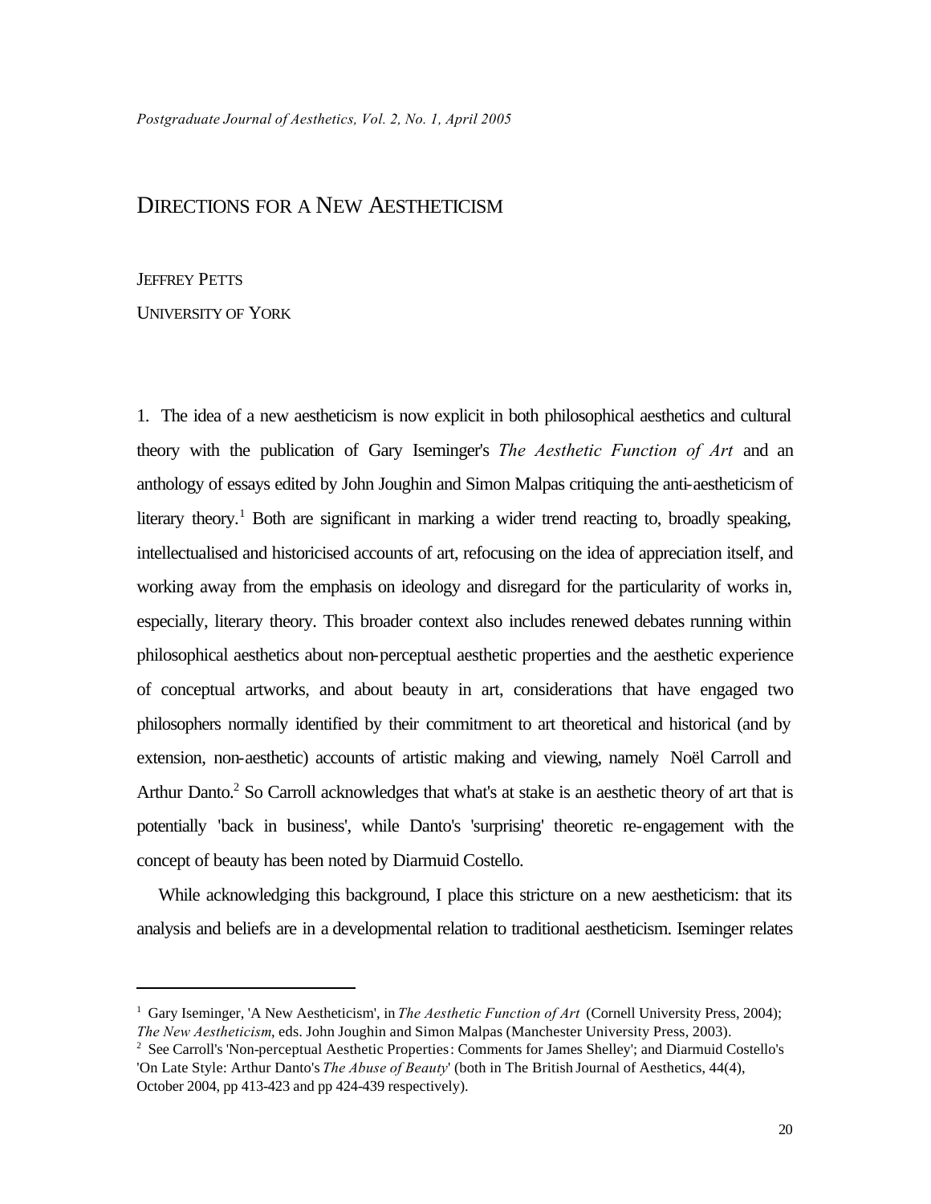# DIRECTIONS FOR A NEW AESTHETICISM

JEFFREY PETTS

UNIVERSITY OF YORK

1. The idea of a new aestheticism is now explicit in both philosophical aesthetics and cultural theory with the publication of Gary Iseminger's *The Aesthetic Function of Art* and an anthology of essays edited by John Joughin and Simon Malpas critiquing the anti-aestheticism of literary theory.[1] Both are significant in marking a wider trend reacting to, broadly speaking, intellectualised and historicised accounts of art, refocusing on the idea of appreciation itself, and working away from the emphasis on ideology and disregard for the particularity of works in, especially, literary theory. This broader context also includes renewed debates running within philosophical aesthetics about non-perceptual aesthetic properties and the aesthetic experience of conceptual artworks, and about beauty in art, considerations that have engaged two philosophers normally identified by their commitment to art theoretical and historical (and by extension, non-aesthetic) accounts of artistic making and viewing, namely Noël Carroll and Arthur Danto.[2] So Carroll acknowledges that what's at stake is an aesthetic theory of art that is potentially 'back in business', while Danto's 'surprising' theoretic re-engagement with the concept of beauty has been noted by Diarmuid Costello.

While acknowledging this background, I place this stricture on a new aestheticism: that its analysis and beliefs are in a developmental relation to traditional aestheticism. Iseminger relates

---

[1] Gary Iseminger, 'A New Aestheticism', in *The Aesthetic Function of Art* (Cornell University Press, 2004); *The New Aestheticism*, eds. John Joughin and Simon Malpas (Manchester University Press, 2003).

[2] See Carroll's 'Non-perceptual Aesthetic Properties: Comments for James Shelley'; and Diarmuid Costello's 'On Late Style: Arthur Danto's *The Abuse of Beauty*' (both in The British Journal of Aesthetics, 44(4), October 2004, pp 413-423 and pp 424-439 respectively).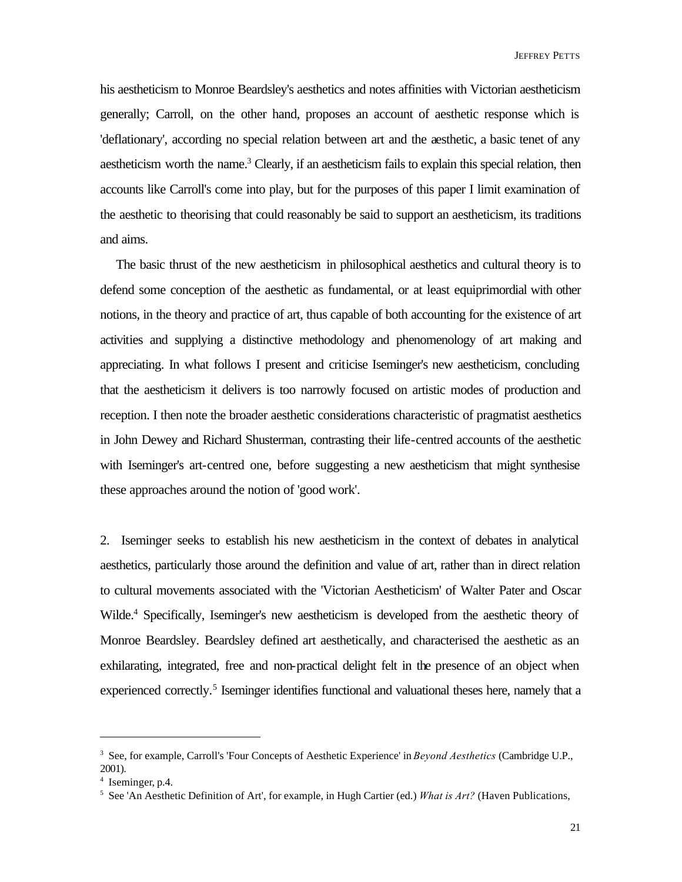his aestheticism to Monroe Beardsley's aesthetics and notes affinities with Victorian aestheticism generally; Carroll, on the other hand, proposes an account of aesthetic response which is 'deflationary', according no special relation between art and the æsthetic, a basic tenet of any aestheticism worth the name.[3] Clearly, if an aestheticism fails to explain this special relation, then accounts like Carroll's come into play, but for the purposes of this paper I limit examination of the aesthetic to theorising that could reasonably be said to support an aestheticism, its traditions and aims.

The basic thrust of the new aestheticism in philosophical aesthetics and cultural theory is to defend some conception of the aesthetic as fundamental, or at least equiprimordial with other notions, in the theory and practice of art, thus capable of both accounting for the existence of art activities and supplying a distinctive methodology and phenomenology of art making and appreciating. In what follows I present and criticise Iseminger's new aestheticism, concluding that the aestheticism it delivers is too narrowly focused on artistic modes of production and reception. I then note the broader aesthetic considerations characteristic of pragmatist aesthetics in John Dewey and Richard Shusterman, contrasting their life-centred accounts of the aesthetic with Iseminger's art-centred one, before suggesting a new aestheticism that might synthesise these approaches around the notion of 'good work'.

2. Iseminger seeks to establish his new aestheticism in the context of debates in analytical aesthetics, particularly those around the definition and value of art, rather than in direct relation to cultural movements associated with the 'Victorian Aestheticism' of Walter Pater and Oscar Wilde.[4] Specifically, Iseminger's new aestheticism is developed from the aesthetic theory of Monroe Beardsley. Beardsley defined art aesthetically, and characterised the aesthetic as an exhilarating, integrated, free and non-practical delight felt in the presence of an object when experienced correctly.[5] Iseminger identifies functional and valuational theses here, namely that a

---

[3] See, for example, Carroll's 'Four Concepts of Aesthetic Experience' in *Beyond Aesthetics* (Cambridge U.P., 2001).

[4] Iseminger, p.4.

[5] See 'An Aesthetic Definition of Art', for example, in Hugh Cartier (ed.) *What is Art?* (Haven Publications,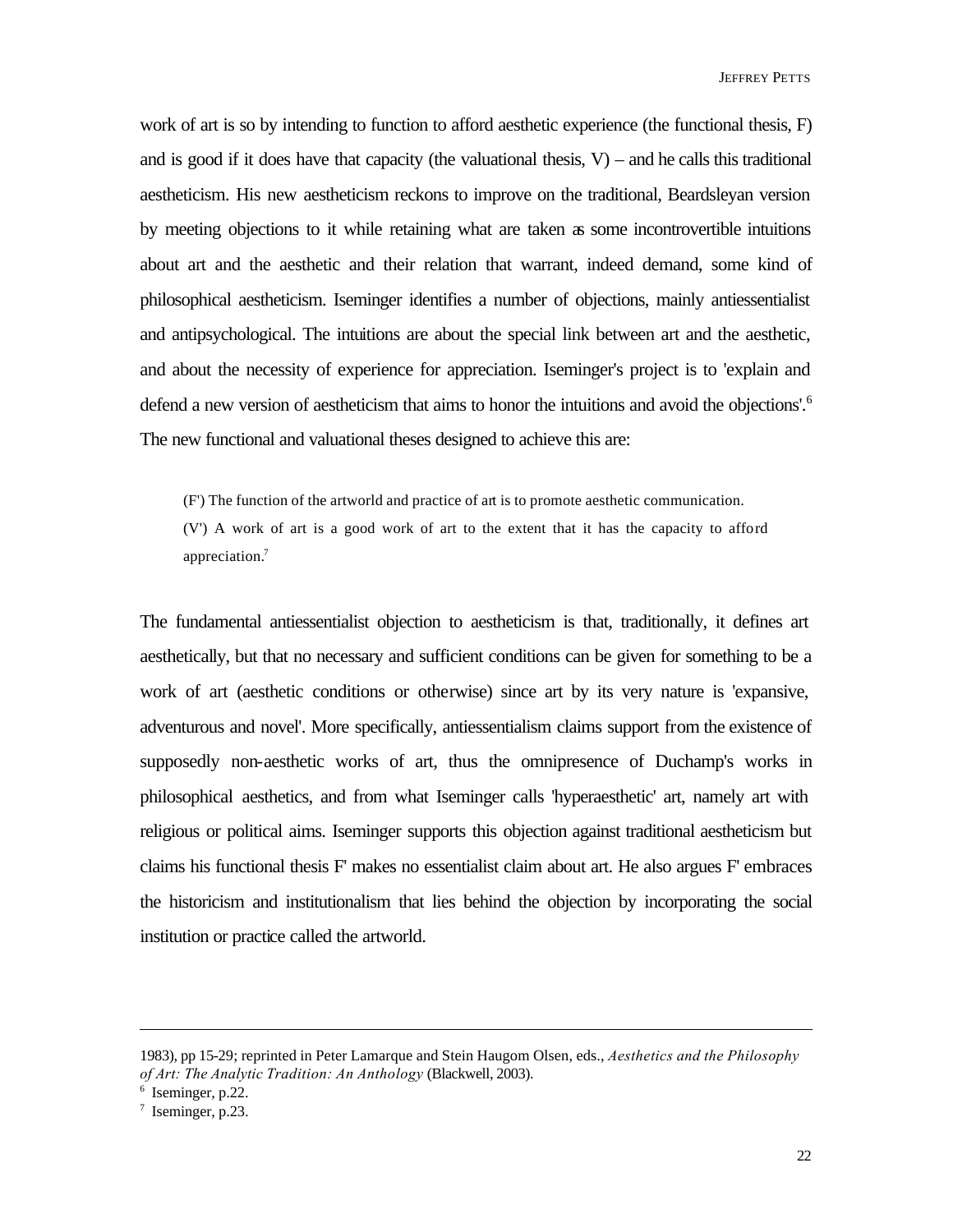work of art is so by intending to function to afford aesthetic experience (the functional thesis, F) and is good if it does have that capacity (the valuational thesis, V) – and he calls this traditional aestheticism. His new aestheticism reckons to improve on the traditional, Beardsleyan version by meeting objections to it while retaining what are taken as some incontrovertible intuitions about art and the aesthetic and their relation that warrant, indeed demand, some kind of philosophical aestheticism. Iseminger identifies a number of objections, mainly antiessentialist and antipsychological. The intuitions are about the special link between art and the aesthetic, and about the necessity of experience for appreciation. Iseminger's project is to 'explain and defend a new version of aestheticism that aims to honor the intuitions and avoid the objections'.[6] The new functional and valuational theses designed to achieve this are:

> (F') The function of the artworld and practice of art is to promote aesthetic communication.
> (V') A work of art is a good work of art to the extent that it has the capacity to afford appreciation.[7]

The fundamental antiessentialist objection to aestheticism is that, traditionally, it defines art aesthetically, but that no necessary and sufficient conditions can be given for something to be a work of art (aesthetic conditions or otherwise) since art by its very nature is 'expansive, adventurous and novel'. More specifically, antiessentialism claims support from the existence of supposedly non-aesthetic works of art, thus the omnipresence of Duchamp's works in philosophical aesthetics, and from what Iseminger calls 'hyperaesthetic' art, namely art with religious or political aims. Iseminger supports this objection against traditional aestheticism but claims his functional thesis F' makes no essentialist claim about art. He also argues F' embraces the historicism and institutionalism that lies behind the objection by incorporating the social institution or practice called the artworld.

---

1983), pp 15-29; reprinted in Peter Lamarque and Stein Haugom Olsen, eds., *Aesthetics and the Philosophy of Art: The Analytic Tradition: An Anthology* (Blackwell, 2003).

[6] Iseminger, p.22.

[7] Iseminger, p.23.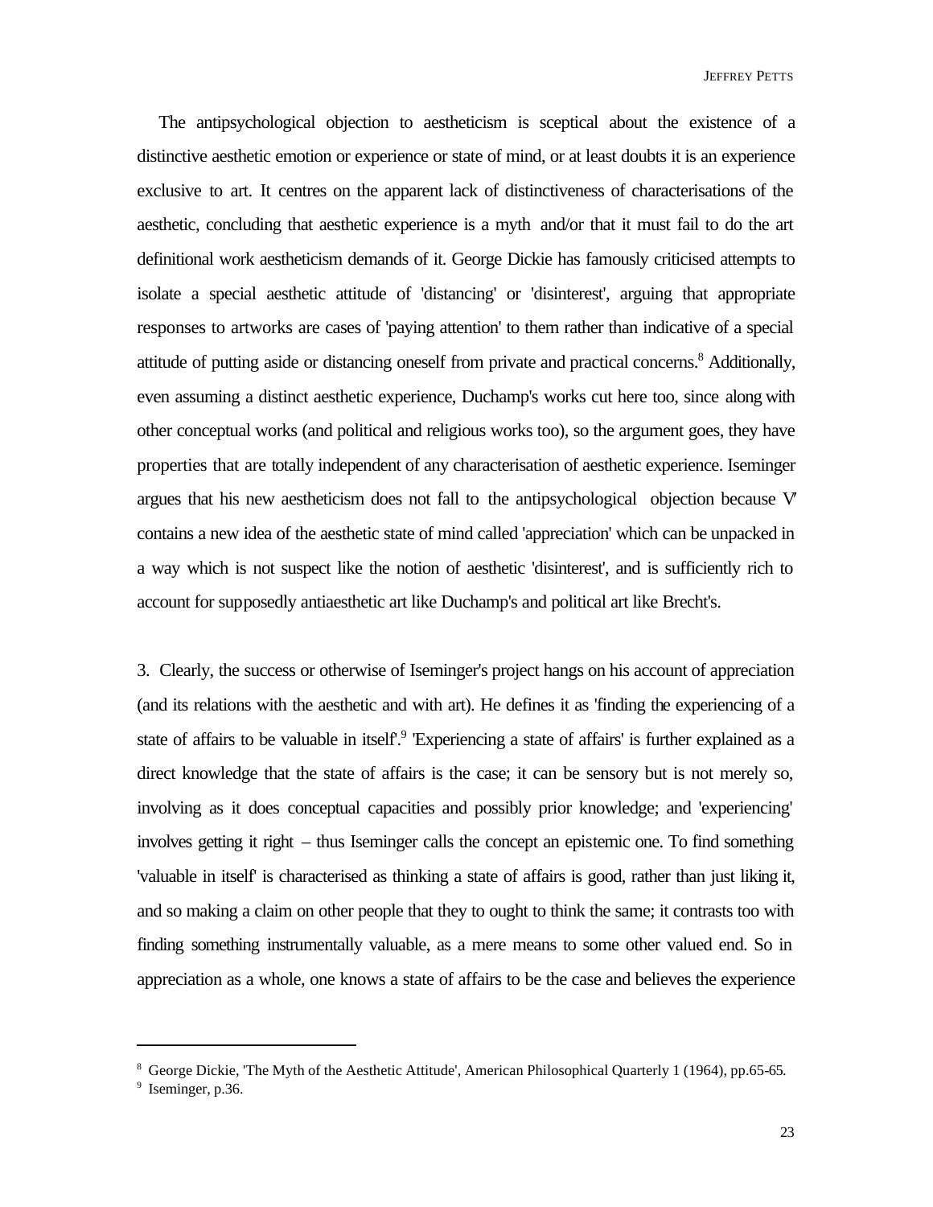The antipsychological objection to aestheticism is sceptical about the existence of a distinctive aesthetic emotion or experience or state of mind, or at least doubts it is an experience exclusive to art. It centres on the apparent lack of distinctiveness of characterisations of the aesthetic, concluding that aesthetic experience is a myth and/or that it must fail to do the art definitional work aestheticism demands of it. George Dickie has famously criticised attempts to isolate a special aesthetic attitude of 'distancing' or 'disinterest', arguing that appropriate responses to artworks are cases of 'paying attention' to them rather than indicative of a special attitude of putting aside or distancing oneself from private and practical concerns.[8] Additionally, even assuming a distinct aesthetic experience, Duchamp's works cut here too, since along with other conceptual works (and political and religious works too), so the argument goes, they have properties that are totally independent of any characterisation of aesthetic experience. Iseminger argues that his new aestheticism does not fall to the antipsychological objection because V' contains a new idea of the aesthetic state of mind called 'appreciation' which can be unpacked in a way which is not suspect like the notion of aesthetic 'disinterest', and is sufficiently rich to account for supposedly antiaesthetic art like Duchamp's and political art like Brecht's.

3. Clearly, the success or otherwise of Iseminger's project hangs on his account of appreciation (and its relations with the aesthetic and with art). He defines it as 'finding the experiencing of a state of affairs to be valuable in itself'.[9] 'Experiencing a state of affairs' is further explained as a direct knowledge that the state of affairs is the case; it can be sensory but is not merely so, involving as it does conceptual capacities and possibly prior knowledge; and 'experiencing' involves getting it right – thus Iseminger calls the concept an epistemic one. To find something 'valuable in itself' is characterised as thinking a state of affairs is good, rather than just liking it, and so making a claim on other people that they to ought to think the same; it contrasts too with finding something instrumentally valuable, as a mere means to some other valued end. So in appreciation as a whole, one knows a state of affairs to be the case and believes the experience

---

[8] George Dickie, 'The Myth of the Aesthetic Attitude', American Philosophical Quarterly 1 (1964), pp.65-65.

[9] Iseminger, p.36.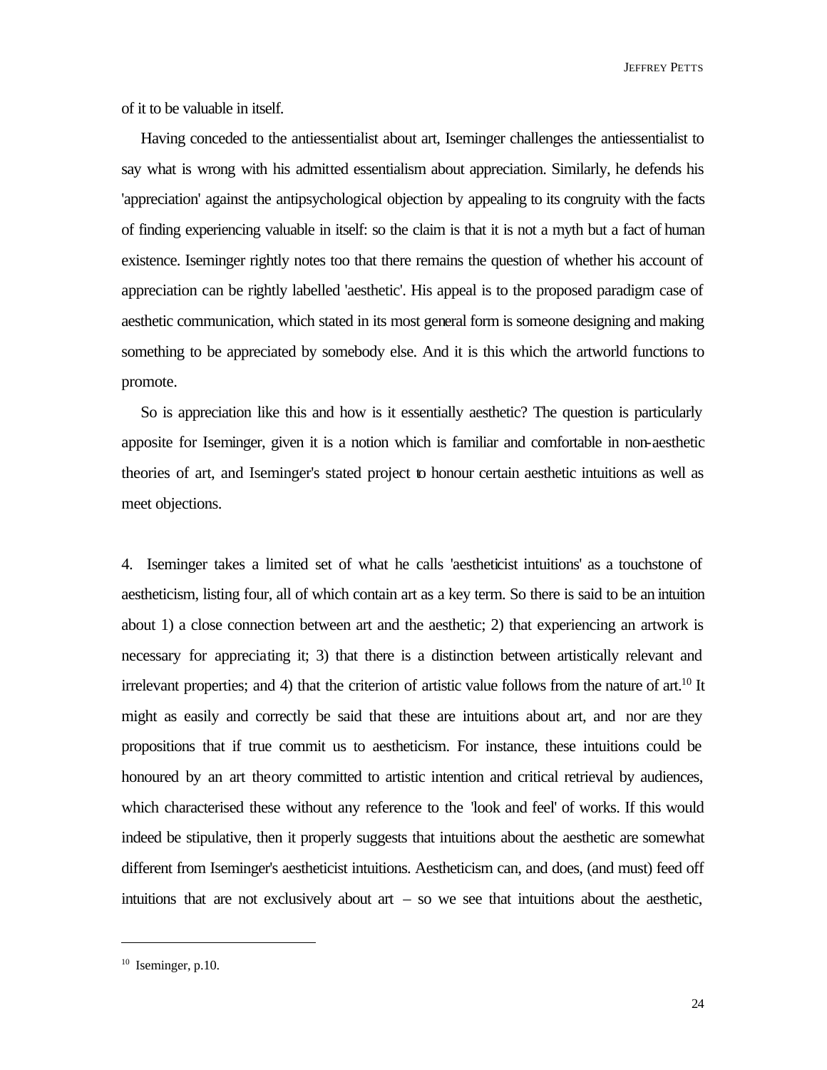of it to be valuable in itself.

Having conceded to the antiessentialist about art, Iseminger challenges the antiessentialist to say what is wrong with his admitted essentialism about appreciation. Similarly, he defends his 'appreciation' against the antipsychological objection by appealing to its congruity with the facts of finding experiencing valuable in itself: so the claim is that it is not a myth but a fact of human existence. Iseminger rightly notes too that there remains the question of whether his account of appreciation can be rightly labelled 'aesthetic'. His appeal is to the proposed paradigm case of aesthetic communication, which stated in its most general form is someone designing and making something to be appreciated by somebody else. And it is this which the artworld functions to promote.

So is appreciation like this and how is it essentially aesthetic? The question is particularly apposite for Iseminger, given it is a notion which is familiar and comfortable in non-aesthetic theories of art, and Iseminger's stated project to honour certain aesthetic intuitions as well as meet objections.

4. Iseminger takes a limited set of what he calls 'aestheticist intuitions' as a touchstone of aestheticism, listing four, all of which contain art as a key term. So there is said to be an intuition about 1) a close connection between art and the aesthetic; 2) that experiencing an artwork is necessary for appreciating it; 3) that there is a distinction between artistically relevant and irrelevant properties; and 4) that the criterion of artistic value follows from the nature of art.[10] It might as easily and correctly be said that these are intuitions about art, and nor are they propositions that if true commit us to aestheticism. For instance, these intuitions could be honoured by an art theory committed to artistic intention and critical retrieval by audiences, which characterised these without any reference to the 'look and feel' of works. If this would indeed be stipulative, then it properly suggests that intuitions about the aesthetic are somewhat different from Iseminger's aestheticist intuitions. Aestheticism can, and does, (and must) feed off intuitions that are not exclusively about art – so we see that intuitions about the aesthetic,

---

[10] Iseminger, p.10.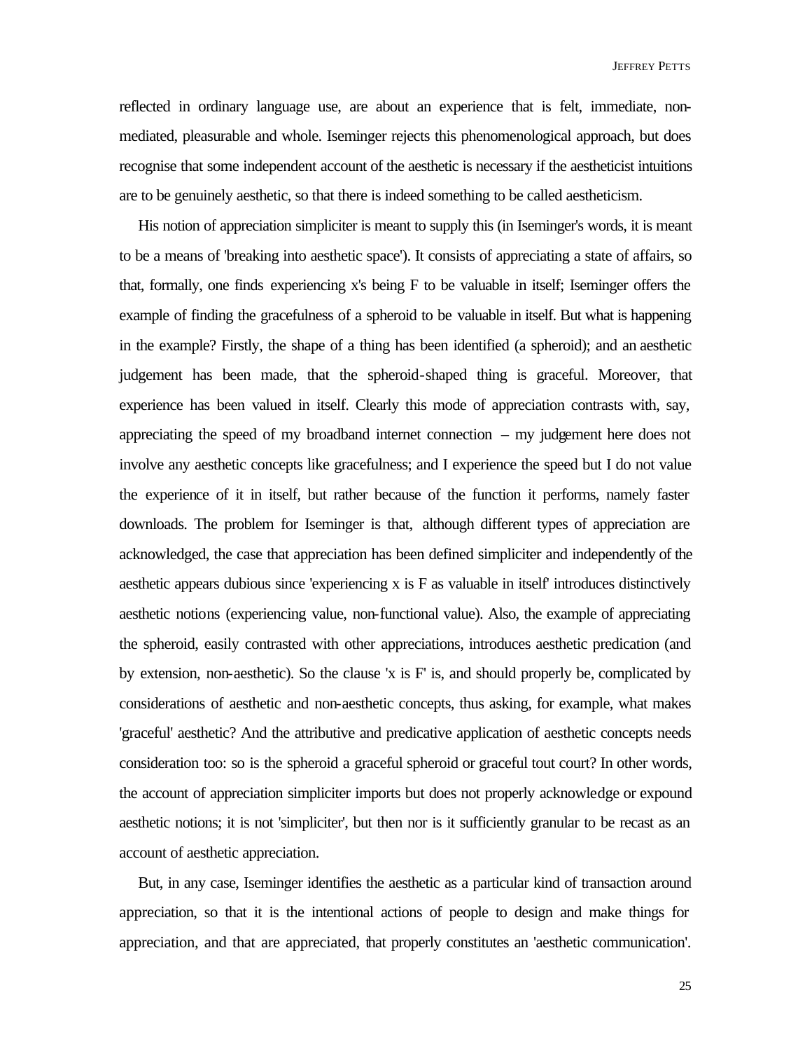reflected in ordinary language use, are about an experience that is felt, immediate, non-mediated, pleasurable and whole. Iseminger rejects this phenomenological approach, but does recognise that some independent account of the aesthetic is necessary if the aestheticist intuitions are to be genuinely aesthetic, so that there is indeed something to be called aestheticism.

His notion of appreciation simpliciter is meant to supply this (in Iseminger's words, it is meant to be a means of 'breaking into aesthetic space'). It consists of appreciating a state of affairs, so that, formally, one finds experiencing x's being F to be valuable in itself; Iseminger offers the example of finding the gracefulness of a spheroid to be valuable in itself. But what is happening in the example? Firstly, the shape of a thing has been identified (a spheroid); and an aesthetic judgement has been made, that the spheroid-shaped thing is graceful. Moreover, that experience has been valued in itself. Clearly this mode of appreciation contrasts with, say, appreciating the speed of my broadband internet connection – my judgement here does not involve any aesthetic concepts like gracefulness; and I experience the speed but I do not value the experience of it in itself, but rather because of the function it performs, namely faster downloads. The problem for Iseminger is that, although different types of appreciation are acknowledged, the case that appreciation has been defined simpliciter and independently of the aesthetic appears dubious since 'experiencing x is F as valuable in itself' introduces distinctively aesthetic notions (experiencing value, non-functional value). Also, the example of appreciating the spheroid, easily contrasted with other appreciations, introduces aesthetic predication (and by extension, non-aesthetic). So the clause 'x is F' is, and should properly be, complicated by considerations of aesthetic and non-aesthetic concepts, thus asking, for example, what makes 'graceful' aesthetic? And the attributive and predicative application of aesthetic concepts needs consideration too: so is the spheroid a graceful spheroid or graceful tout court? In other words, the account of appreciation simpliciter imports but does not properly acknowledge or expound aesthetic notions; it is not 'simpliciter', but then nor is it sufficiently granular to be recast as an account of aesthetic appreciation.

But, in any case, Iseminger identifies the aesthetic as a particular kind of transaction around appreciation, so that it is the intentional actions of people to design and make things for appreciation, and that are appreciated, that properly constitutes an 'aesthetic communication'.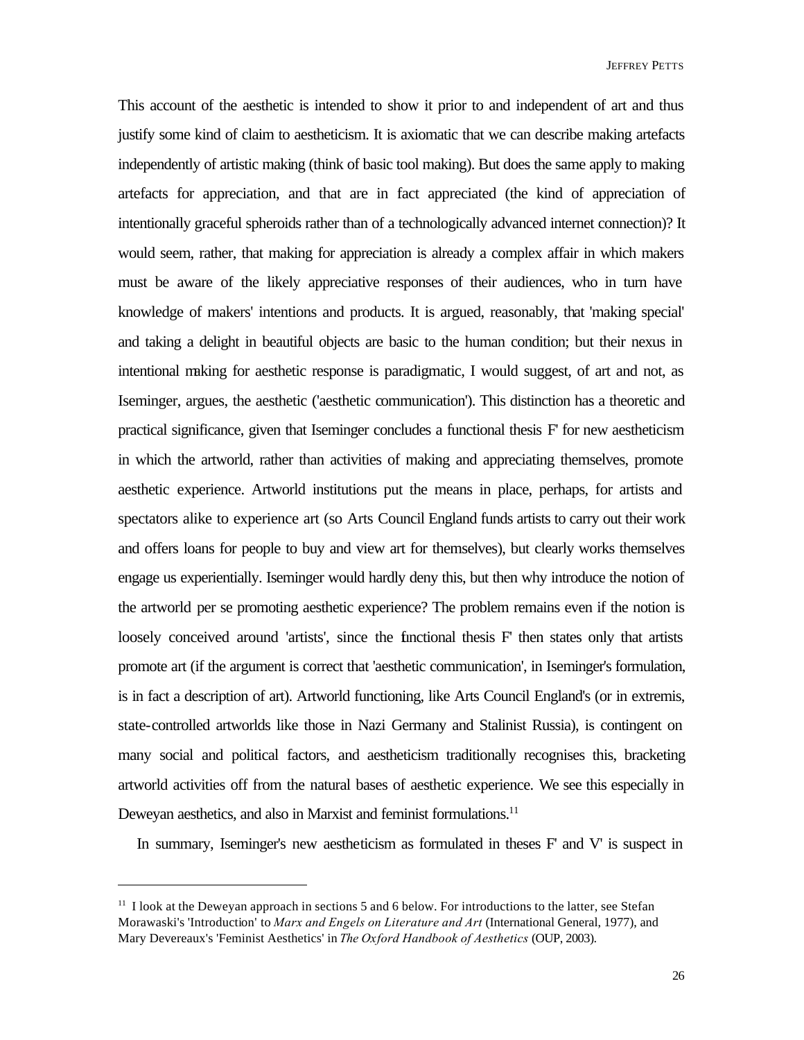This account of the aesthetic is intended to show it prior to and independent of art and thus justify some kind of claim to aestheticism. It is axiomatic that we can describe making artefacts independently of artistic making (think of basic tool making). But does the same apply to making artefacts for appreciation, and that are in fact appreciated (the kind of appreciation of intentionally graceful spheroids rather than of a technologically advanced internet connection)? It would seem, rather, that making for appreciation is already a complex affair in which makers must be aware of the likely appreciative responses of their audiences, who in turn have knowledge of makers' intentions and products. It is argued, reasonably, that 'making special' and taking a delight in beautiful objects are basic to the human condition; but their nexus in intentional making for aesthetic response is paradigmatic, I would suggest, of art and not, as Iseminger, argues, the aesthetic ('aesthetic communication'). This distinction has a theoretic and practical significance, given that Iseminger concludes a functional thesis F' for new aestheticism in which the artworld, rather than activities of making and appreciating themselves, promote aesthetic experience. Artworld institutions put the means in place, perhaps, for artists and spectators alike to experience art (so Arts Council England funds artists to carry out their work and offers loans for people to buy and view art for themselves), but clearly works themselves engage us experientially. Iseminger would hardly deny this, but then why introduce the notion of the artworld per se promoting aesthetic experience? The problem remains even if the notion is loosely conceived around 'artists', since the functional thesis F' then states only that artists promote art (if the argument is correct that 'aesthetic communication', in Iseminger's formulation, is in fact a description of art). Artworld functioning, like Arts Council England's (or in extremis, state-controlled artworlds like those in Nazi Germany and Stalinist Russia), is contingent on many social and political factors, and aestheticism traditionally recognises this, bracketing artworld activities off from the natural bases of aesthetic experience. We see this especially in Deweyan aesthetics, and also in Marxist and feminist formulations.[11]

In summary, Iseminger's new aestheticism as formulated in theses F' and V' is suspect in

[11] I look at the Deweyan approach in sections 5 and 6 below. For introductions to the latter, see Stefan Morawaski's 'Introduction' to *Marx and Engels on Literature and Art* (International General, 1977), and Mary Devereaux's 'Feminist Aesthetics' in *The Oxford Handbook of Aesthetics* (OUP, 2003).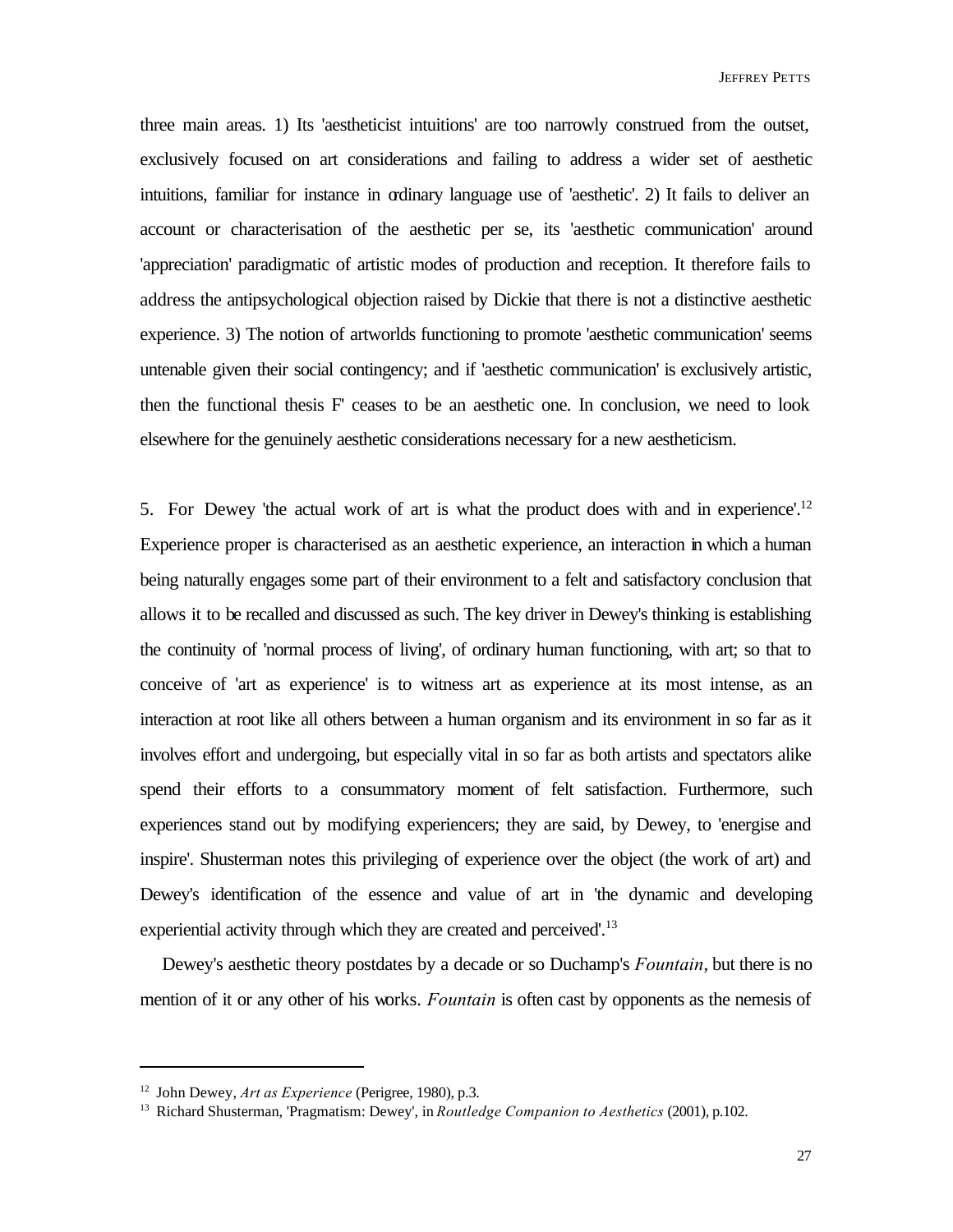three main areas. 1) Its 'aestheticist intuitions' are too narrowly construed from the outset, exclusively focused on art considerations and failing to address a wider set of aesthetic intuitions, familiar for instance in ordinary language use of 'aesthetic'. 2) It fails to deliver an account or characterisation of the aesthetic per se, its 'aesthetic communication' around 'appreciation' paradigmatic of artistic modes of production and reception. It therefore fails to address the antipsychological objection raised by Dickie that there is not a distinctive aesthetic experience. 3) The notion of artworlds functioning to promote 'aesthetic communication' seems untenable given their social contingency; and if 'aesthetic communication' is exclusively artistic, then the functional thesis F' ceases to be an aesthetic one. In conclusion, we need to look elsewhere for the genuinely aesthetic considerations necessary for a new aestheticism.

5. For Dewey 'the actual work of art is what the product does with and in experience'.[12] Experience proper is characterised as an aesthetic experience, an interaction in which a human being naturally engages some part of their environment to a felt and satisfactory conclusion that allows it to be recalled and discussed as such. The key driver in Dewey's thinking is establishing the continuity of 'normal process of living', of ordinary human functioning, with art; so that to conceive of 'art as experience' is to witness art as experience at its most intense, as an interaction at root like all others between a human organism and its environment in so far as it involves effort and undergoing, but especially vital in so far as both artists and spectators alike spend their efforts to a consummatory moment of felt satisfaction. Furthermore, such experiences stand out by modifying experiencers; they are said, by Dewey, to 'energise and inspire'. Shusterman notes this privileging of experience over the object (the work of art) and Dewey's identification of the essence and value of art in 'the dynamic and developing experiential activity through which they are created and perceived'.[13]

Dewey's aesthetic theory postdates by a decade or so Duchamp's *Fountain*, but there is no mention of it or any other of his works. *Fountain* is often cast by opponents as the nemesis of

---

[12] John Dewey, *Art as Experience* (Perigree, 1980), p.3.

[13] Richard Shusterman, 'Pragmatism: Dewey', in *Routledge Companion to Aesthetics* (2001), p.102.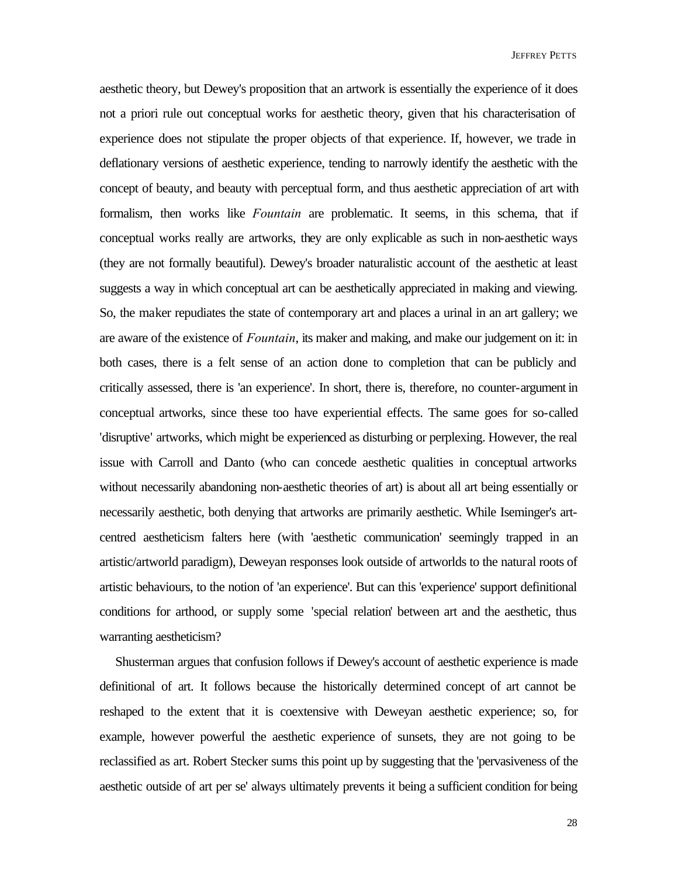aesthetic theory, but Dewey's proposition that an artwork is essentially the experience of it does not a priori rule out conceptual works for aesthetic theory, given that his characterisation of experience does not stipulate the proper objects of that experience. If, however, we trade in deflationary versions of aesthetic experience, tending to narrowly identify the aesthetic with the concept of beauty, and beauty with perceptual form, and thus aesthetic appreciation of art with formalism, then works like *Fountain* are problematic. It seems, in this schema, that if conceptual works really are artworks, they are only explicable as such in non-aesthetic ways (they are not formally beautiful). Dewey's broader naturalistic account of the aesthetic at least suggests a way in which conceptual art can be aesthetically appreciated in making and viewing. So, the maker repudiates the state of contemporary art and places a urinal in an art gallery; we are aware of the existence of *Fountain*, its maker and making, and make our judgement on it: in both cases, there is a felt sense of an action done to completion that can be publicly and critically assessed, there is 'an experience'. In short, there is, therefore, no counter-argument in conceptual artworks, since these too have experiential effects. The same goes for so-called 'disruptive' artworks, which might be experienced as disturbing or perplexing. However, the real issue with Carroll and Danto (who can concede aesthetic qualities in conceptual artworks without necessarily abandoning non-aesthetic theories of art) is about all art being essentially or necessarily aesthetic, both denying that artworks are primarily aesthetic. While Iseminger's art-centred aestheticism falters here (with 'aesthetic communication' seemingly trapped in an artistic/artworld paradigm), Deweyan responses look outside of artworlds to the natural roots of artistic behaviours, to the notion of 'an experience'. But can this 'experience' support definitional conditions for arthood, or supply some 'special relation' between art and the aesthetic, thus warranting aestheticism?

Shusterman argues that confusion follows if Dewey's account of aesthetic experience is made definitional of art. It follows because the historically determined concept of art cannot be reshaped to the extent that it is coextensive with Deweyan aesthetic experience; so, for example, however powerful the aesthetic experience of sunsets, they are not going to be reclassified as art. Robert Stecker sums this point up by suggesting that the 'pervasiveness of the aesthetic outside of art per se' always ultimately prevents it being a sufficient condition for being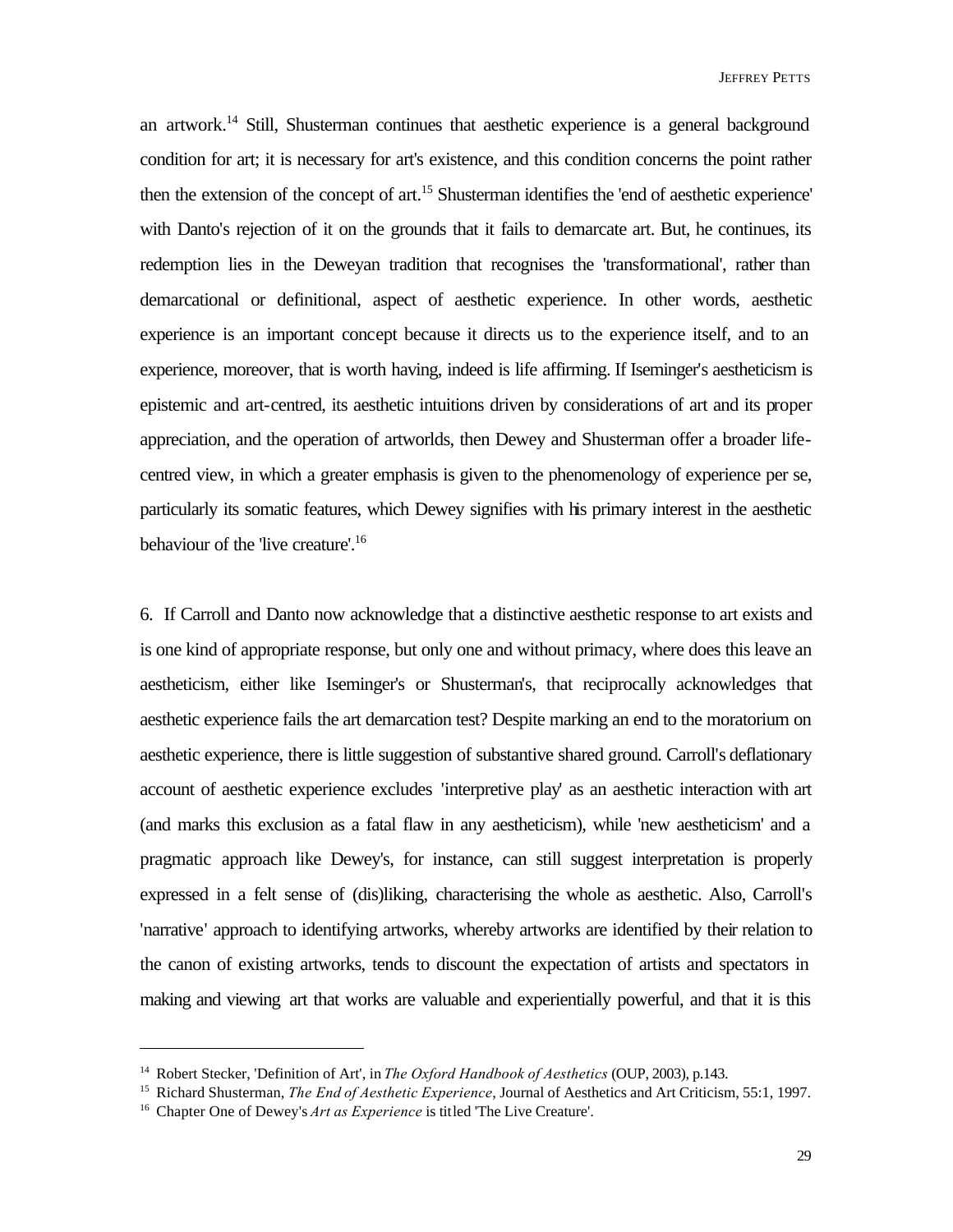an artwork.[14] Still, Shusterman continues that aesthetic experience is a general background condition for art; it is necessary for art's existence, and this condition concerns the point rather then the extension of the concept of art.[15] Shusterman identifies the 'end of aesthetic experience' with Danto's rejection of it on the grounds that it fails to demarcate art. But, he continues, its redemption lies in the Deweyan tradition that recognises the 'transformational', rather than demarcational or definitional, aspect of aesthetic experience. In other words, aesthetic experience is an important concept because it directs us to the experience itself, and to an experience, moreover, that is worth having, indeed is life affirming. If Iseminger's aestheticism is epistemic and art-centred, its aesthetic intuitions driven by considerations of art and its proper appreciation, and the operation of artworlds, then Dewey and Shusterman offer a broader life-centred view, in which a greater emphasis is given to the phenomenology of experience per se, particularly its somatic features, which Dewey signifies with his primary interest in the aesthetic behaviour of the 'live creature'.[16]

6. If Carroll and Danto now acknowledge that a distinctive aesthetic response to art exists and is one kind of appropriate response, but only one and without primacy, where does this leave an aestheticism, either like Iseminger's or Shusterman's, that reciprocally acknowledges that aesthetic experience fails the art demarcation test? Despite marking an end to the moratorium on aesthetic experience, there is little suggestion of substantive shared ground. Carroll's deflationary account of aesthetic experience excludes 'interpretive play' as an aesthetic interaction with art (and marks this exclusion as a fatal flaw in any aestheticism), while 'new aestheticism' and a pragmatic approach like Dewey's, for instance, can still suggest interpretation is properly expressed in a felt sense of (dis)liking, characterising the whole as aesthetic. Also, Carroll's 'narrative' approach to identifying artworks, whereby artworks are identified by their relation to the canon of existing artworks, tends to discount the expectation of artists and spectators in making and viewing art that works are valuable and experientially powerful, and that it is this

---

[14] Robert Stecker, 'Definition of Art', in *The Oxford Handbook of Aesthetics* (OUP, 2003), p.143.

[15] Richard Shusterman, *The End of Aesthetic Experience*, Journal of Aesthetics and Art Criticism, 55:1, 1997.

[16] Chapter One of Dewey's *Art as Experience* is titled 'The Live Creature'.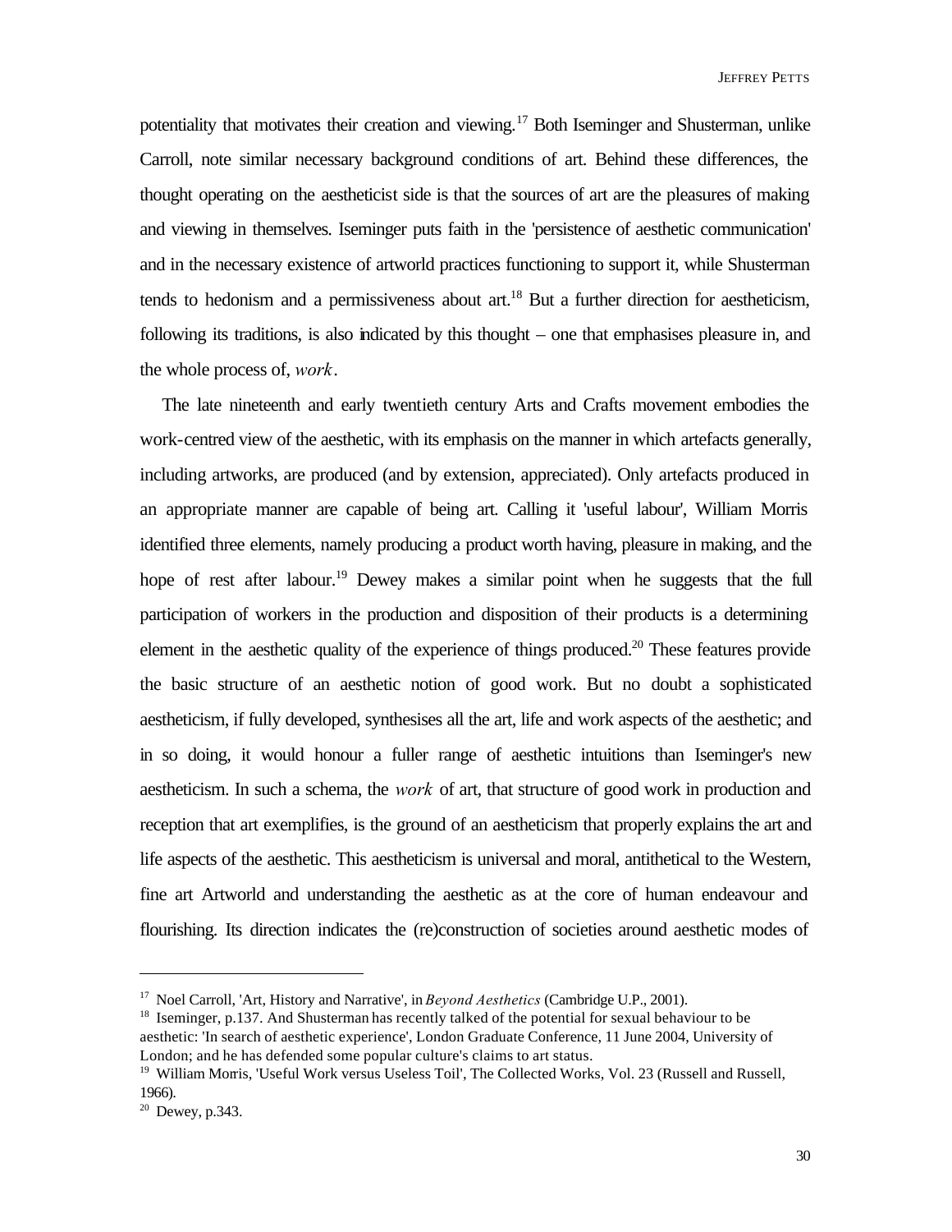potentiality that motivates their creation and viewing.[17] Both Iseminger and Shusterman, unlike Carroll, note similar necessary background conditions of art. Behind these differences, the thought operating on the aestheticist side is that the sources of art are the pleasures of making and viewing in themselves. Iseminger puts faith in the 'persistence of aesthetic communication' and in the necessary existence of artworld practices functioning to support it, while Shusterman tends to hedonism and a permissiveness about art.[18] But a further direction for aestheticism, following its traditions, is also indicated by this thought – one that emphasises pleasure in, and the whole process of, *work*.

The late nineteenth and early twentieth century Arts and Crafts movement embodies the work-centred view of the aesthetic, with its emphasis on the manner in which artefacts generally, including artworks, are produced (and by extension, appreciated). Only artefacts produced in an appropriate manner are capable of being art. Calling it 'useful labour', William Morris identified three elements, namely producing a product worth having, pleasure in making, and the hope of rest after labour.[19] Dewey makes a similar point when he suggests that the full participation of workers in the production and disposition of their products is a determining element in the aesthetic quality of the experience of things produced.[20] These features provide the basic structure of an aesthetic notion of good work. But no doubt a sophisticated aestheticism, if fully developed, synthesises all the art, life and work aspects of the aesthetic; and in so doing, it would honour a fuller range of aesthetic intuitions than Iseminger's new aestheticism. In such a schema, the *work* of art, that structure of good work in production and reception that art exemplifies, is the ground of an aestheticism that properly explains the art and life aspects of the aesthetic. This aestheticism is universal and moral, antithetical to the Western, fine art Artworld and understanding the aesthetic as at the core of human endeavour and flourishing. Its direction indicates the (re)construction of societies around aesthetic modes of

---

[17] Noel Carroll, 'Art, History and Narrative', in *Beyond Aesthetics* (Cambridge U.P., 2001).

[18] Iseminger, p.137. And Shusterman has recently talked of the potential for sexual behaviour to be aesthetic: 'In search of aesthetic experience', London Graduate Conference, 11 June 2004, University of London; and he has defended some popular culture's claims to art status.

[19] William Morris, 'Useful Work versus Useless Toil', The Collected Works, Vol. 23 (Russell and Russell, 1966).

[20] Dewey, p.343.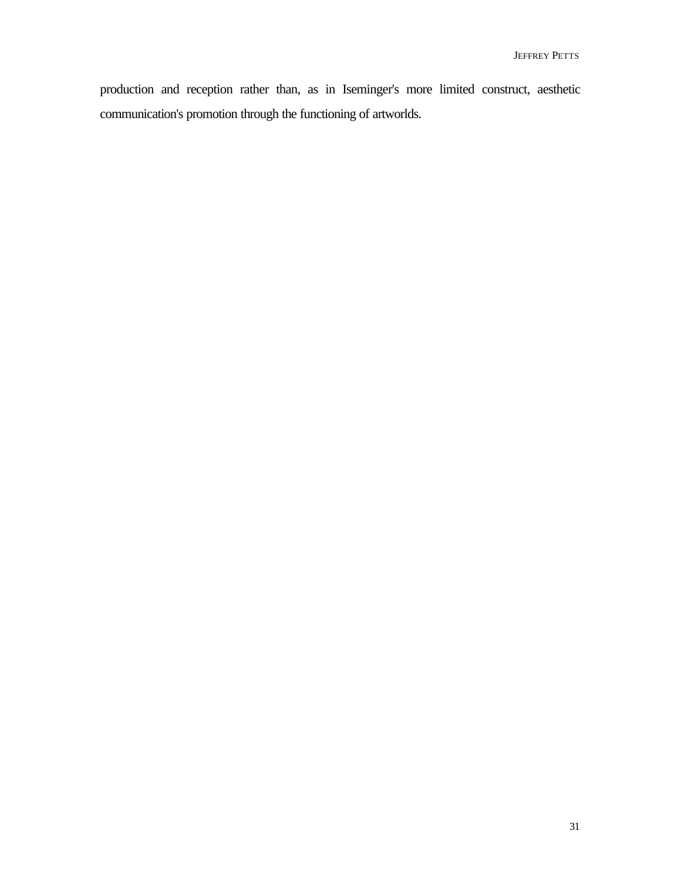production and reception rather than, as in Iseminger's more limited construct, aesthetic communication's promotion through the functioning of artworlds.